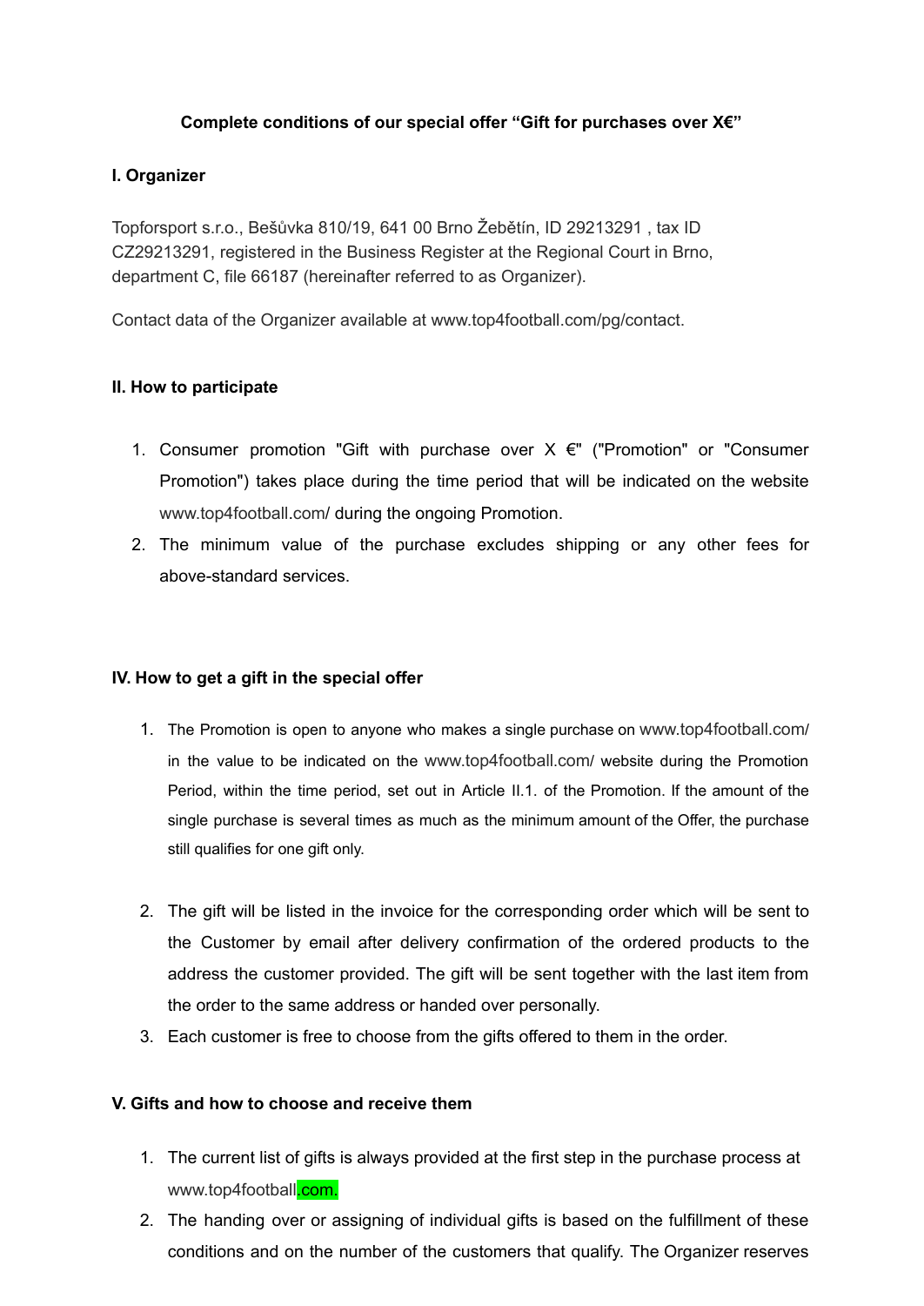**Complete conditions of our special offer “Gift for purchases over X€”**

## I. Organizer

Topforsport s.r.o., Bešůvka 810/19, 641 00 Brno Žebětín, ID 29213291 , tax ID CZ29213291, registered in the Business Register at the Regional Court in Brno, department C, file 66187 (hereinafter referred to as Organizer).

Contact data of the Organizer available at www.top4football.com/pg/contact.

## II. How to participate

1. Consumer promotion "Gift with purchase over X €" ("Promotion" or "Consumer Promotion") takes place during the time period that will be indicated on the website www.top4football.com/ during the ongoing Promotion.
2. The minimum value of the purchase excludes shipping or any other fees for above-standard services.

## IV. How to get a gift in the special offer

1. The Promotion is open to anyone who makes a single purchase on www.top4football.com/ in the value to be indicated on the www.top4football.com/ website during the Promotion Period, within the time period, set out in Article II.1. of the Promotion. If the amount of the single purchase is several times as much as the minimum amount of the Offer, the purchase still qualifies for one gift only.
2. The gift will be listed in the invoice for the corresponding order which will be sent to the Customer by email after delivery confirmation of the ordered products to the address the customer provided. The gift will be sent together with the last item from the order to the same address or handed over personally.
3. Each customer is free to choose from the gifts offered to them in the order.

## V. Gifts and how to choose and receive them

1. The current list of gifts is always provided at the first step in the purchase process at www.top4football.com.
2. The handing over or assigning of individual gifts is based on the fulfillment of these conditions and on the number of the customers that qualify. The Organizer reserves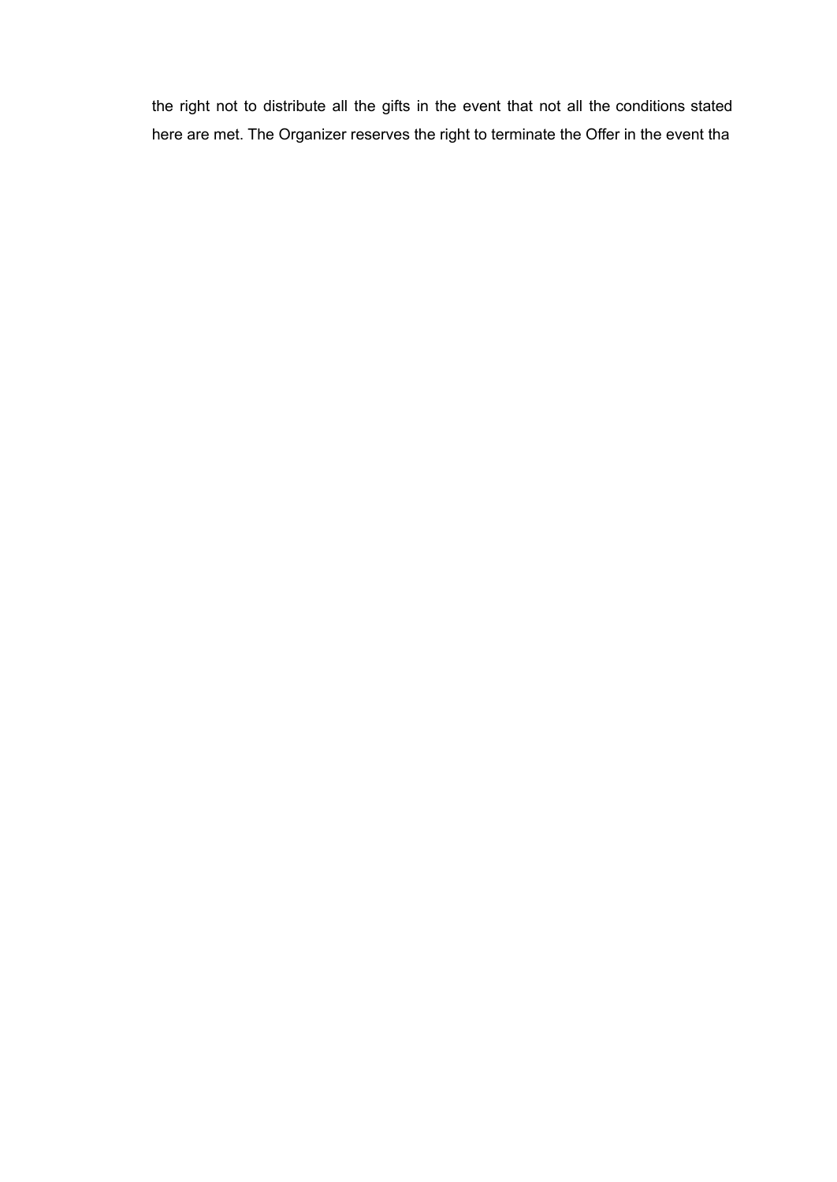the right not to distribute all the gifts in the event that not all the conditions stated here are met. The Organizer reserves the right to terminate the Offer in the event tha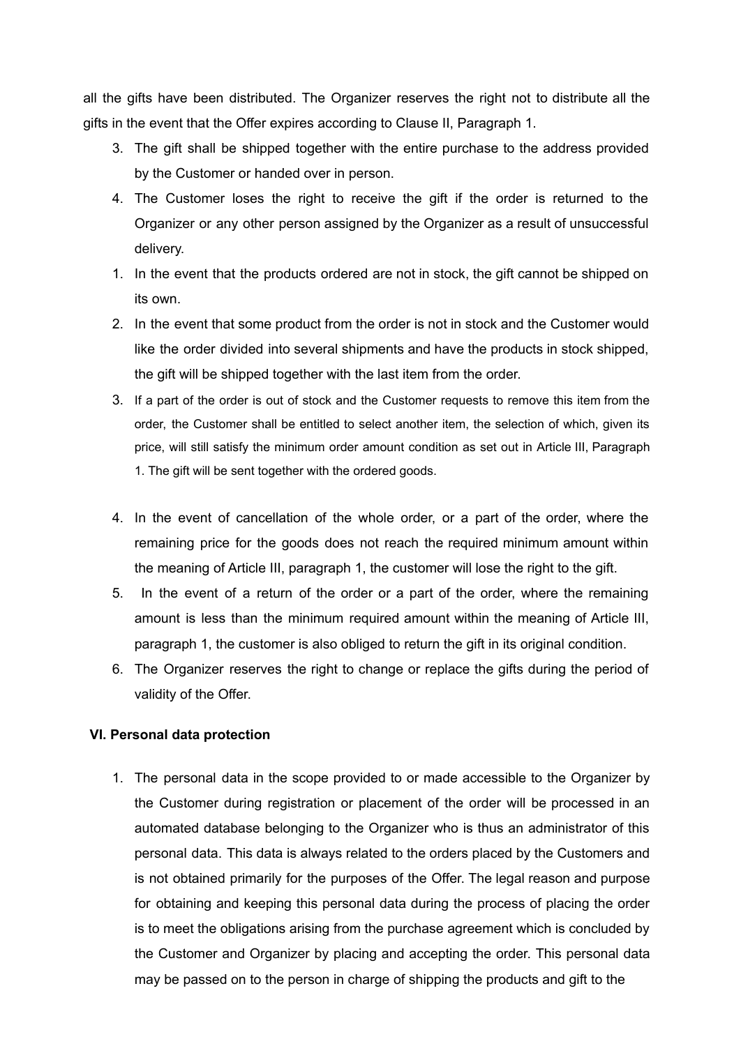all the gifts have been distributed. The Organizer reserves the right not to distribute all the gifts in the event that the Offer expires according to Clause II, Paragraph 1.

3. The gift shall be shipped together with the entire purchase to the address provided by the Customer or handed over in person.
4. The Customer loses the right to receive the gift if the order is returned to the Organizer or any other person assigned by the Organizer as a result of unsuccessful delivery.

1. In the event that the products ordered are not in stock, the gift cannot be shipped on its own.
2. In the event that some product from the order is not in stock and the Customer would like the order divided into several shipments and have the products in stock shipped, the gift will be shipped together with the last item from the order.
3. If a part of the order is out of stock and the Customer requests to remove this item from the order, the Customer shall be entitled to select another item, the selection of which, given its price, will still satisfy the minimum order amount condition as set out in Article III, Paragraph 1. The gift will be sent together with the ordered goods.
4. In the event of cancellation of the whole order, or a part of the order, where the remaining price for the goods does not reach the required minimum amount within the meaning of Article III, paragraph 1, the customer will lose the right to the gift.
5. In the event of a return of the order or a part of the order, where the remaining amount is less than the minimum required amount within the meaning of Article III, paragraph 1, the customer is also obliged to return the gift in its original condition.
6. The Organizer reserves the right to change or replace the gifts during the period of validity of the Offer.

## VI. Personal data protection

1. The personal data in the scope provided to or made accessible to the Organizer by the Customer during registration or placement of the order will be processed in an automated database belonging to the Organizer who is thus an administrator of this personal data. This data is always related to the orders placed by the Customers and is not obtained primarily for the purposes of the Offer. The legal reason and purpose for obtaining and keeping this personal data during the process of placing the order is to meet the obligations arising from the purchase agreement which is concluded by the Customer and Organizer by placing and accepting the order. This personal data may be passed on to the person in charge of shipping the products and gift to the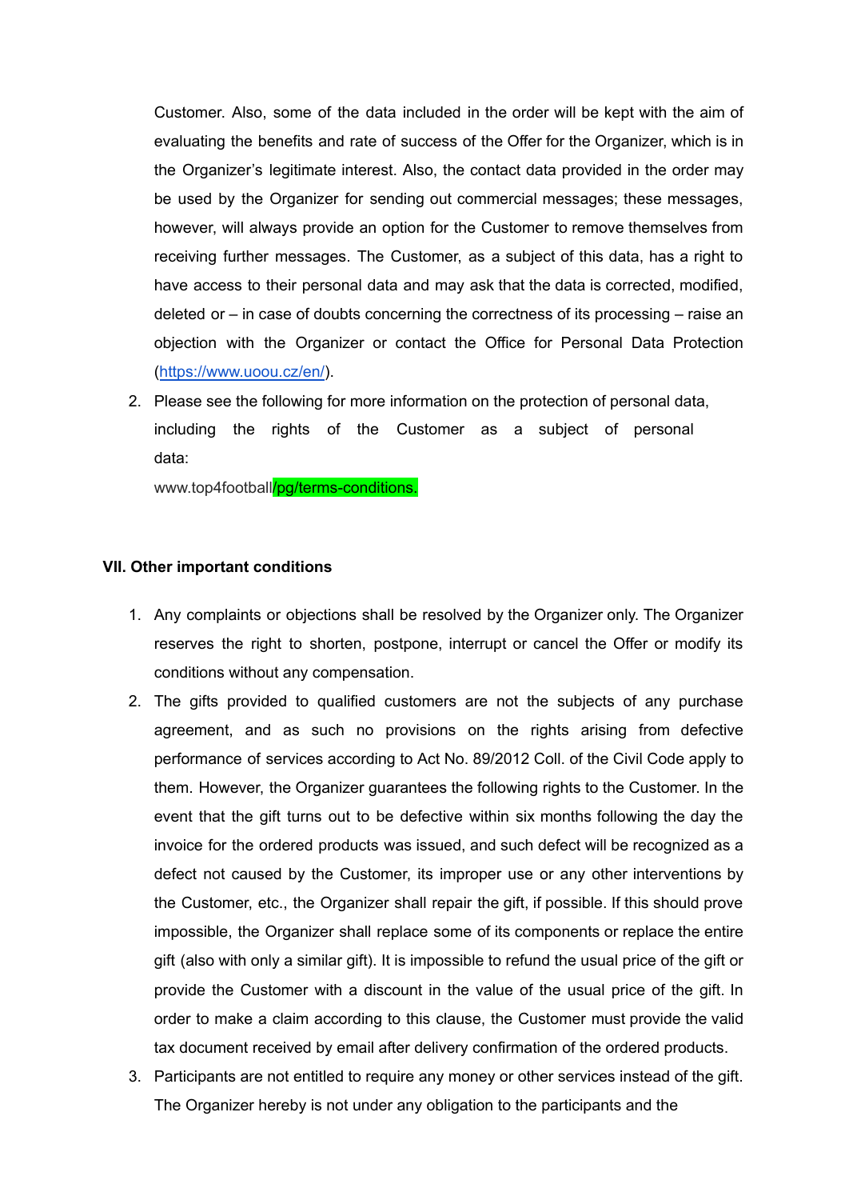Customer. Also, some of the data included in the order will be kept with the aim of evaluating the benefits and rate of success of the Offer for the Organizer, which is in the Organizer's legitimate interest. Also, the contact data provided in the order may be used by the Organizer for sending out commercial messages; these messages, however, will always provide an option for the Customer to remove themselves from receiving further messages. The Customer, as a subject of this data, has a right to have access to their personal data and may ask that the data is corrected, modified, deleted or – in case of doubts concerning the correctness of its processing – raise an objection with the Organizer or contact the Office for Personal Data Protection ([https://www.uoou.cz/en/](https://www.uoou.cz/en/)).

2. Please see the following for more information on the protection of personal data, including the rights of the Customer as a subject of personal data:
   www.top4football/pg/terms-conditions.

**VII. Other important conditions**

1. Any complaints or objections shall be resolved by the Organizer only. The Organizer reserves the right to shorten, postpone, interrupt or cancel the Offer or modify its conditions without any compensation.
2. The gifts provided to qualified customers are not the subjects of any purchase agreement, and as such no provisions on the rights arising from defective performance of services according to Act No. 89/2012 Coll. of the Civil Code apply to them. However, the Organizer guarantees the following rights to the Customer. In the event that the gift turns out to be defective within six months following the day the invoice for the ordered products was issued, and such defect will be recognized as a defect not caused by the Customer, its improper use or any other interventions by the Customer, etc., the Organizer shall repair the gift, if possible. If this should prove impossible, the Organizer shall replace some of its components or replace the entire gift (also with only a similar gift). It is impossible to refund the usual price of the gift or provide the Customer with a discount in the value of the usual price of the gift. In order to make a claim according to this clause, the Customer must provide the valid tax document received by email after delivery confirmation of the ordered products.
3. Participants are not entitled to require any money or other services instead of the gift. The Organizer hereby is not under any obligation to the participants and the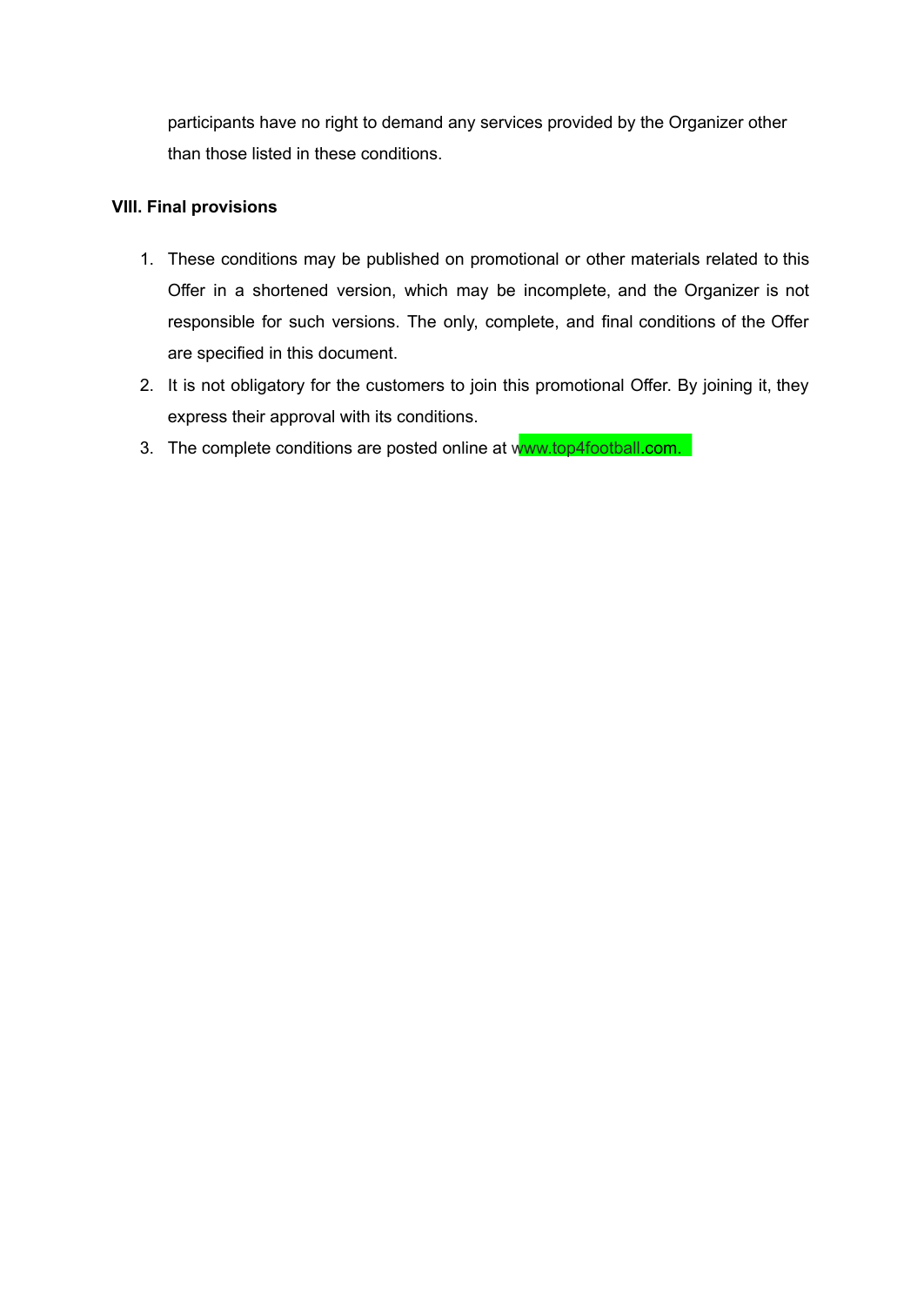participants have no right to demand any services provided by the Organizer other than those listed in these conditions.

## VIII. Final provisions

1. These conditions may be published on promotional or other materials related to this Offer in a shortened version, which may be incomplete, and the Organizer is not responsible for such versions. The only, complete, and final conditions of the Offer are specified in this document.
2. It is not obligatory for the customers to join this promotional Offer. By joining it, they express their approval with its conditions.
3. The complete conditions are posted online at www.top4football.com.